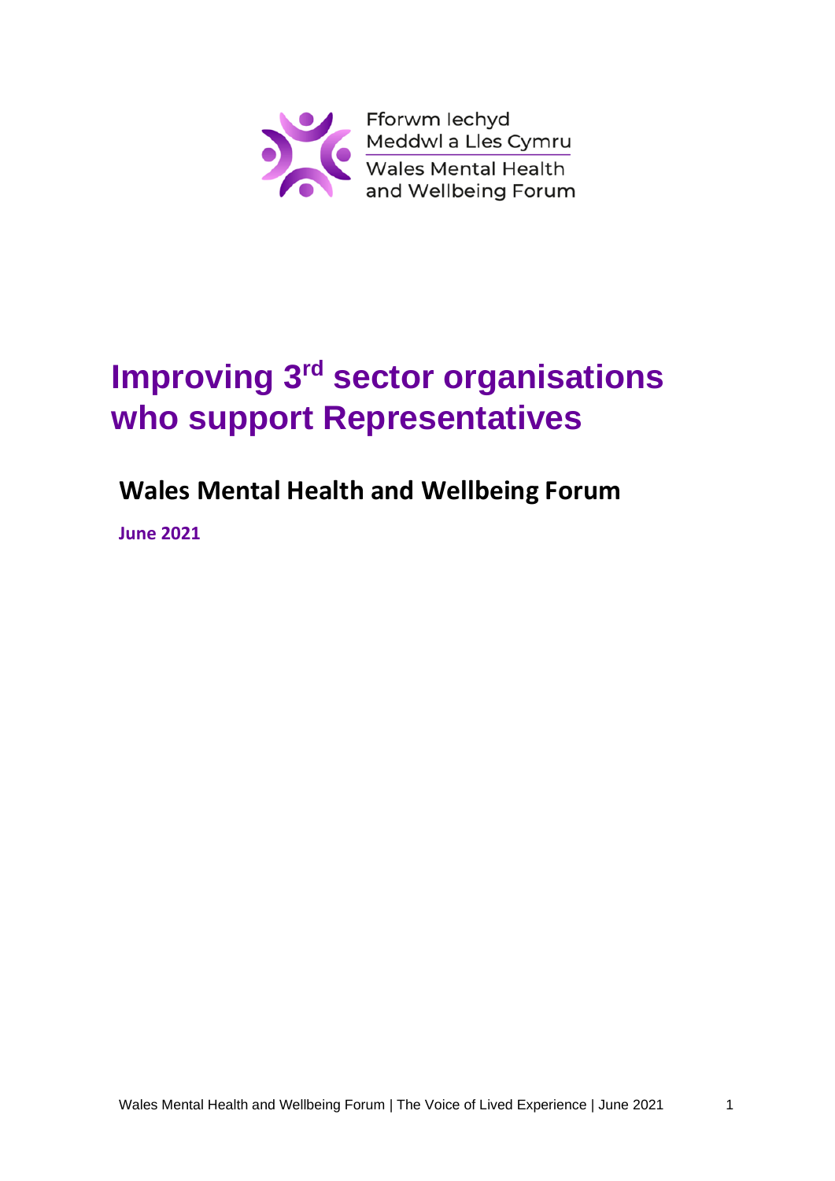Fforwm Iechyd Meddwl a Lles Cymru
Wales Mental Health and Wellbeing Forum

# Improving 3rd sector organisations who support Representatives

## Wales Mental Health and Wellbeing Forum

**June 2021**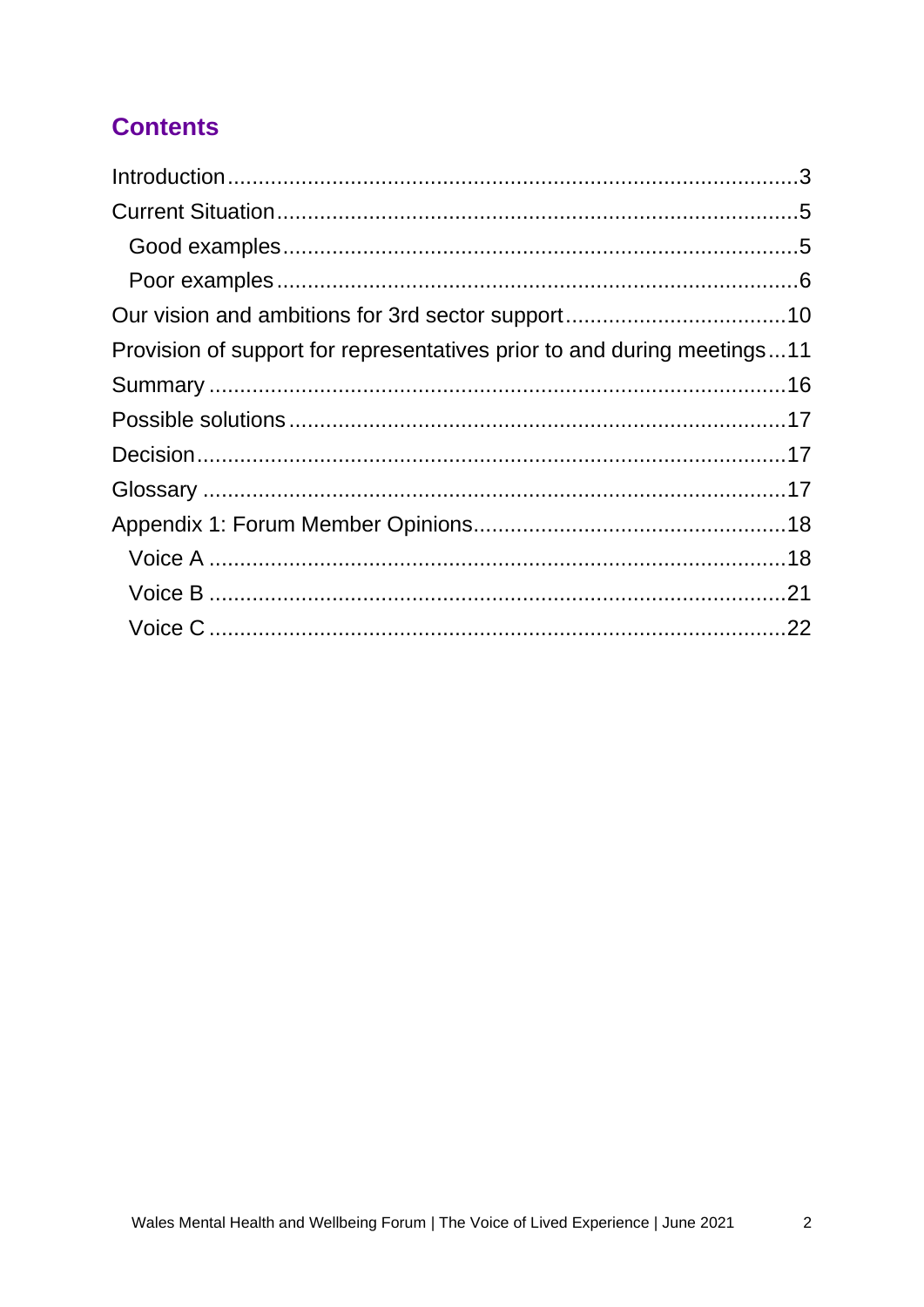## Contents

- Introduction ... 3
- Current Situation ... 5
  - Good examples ... 5
  - Poor examples ... 6
- Our vision and ambitions for 3rd sector support ... 10
- Provision of support for representatives prior to and during meetings ... 11
- Summary ... 16
- Possible solutions ... 17
- Decision ... 17
- Glossary ... 17
- Appendix 1: Forum Member Opinions ... 18
  - Voice A ... 18
  - Voice B ... 21
  - Voice C ... 22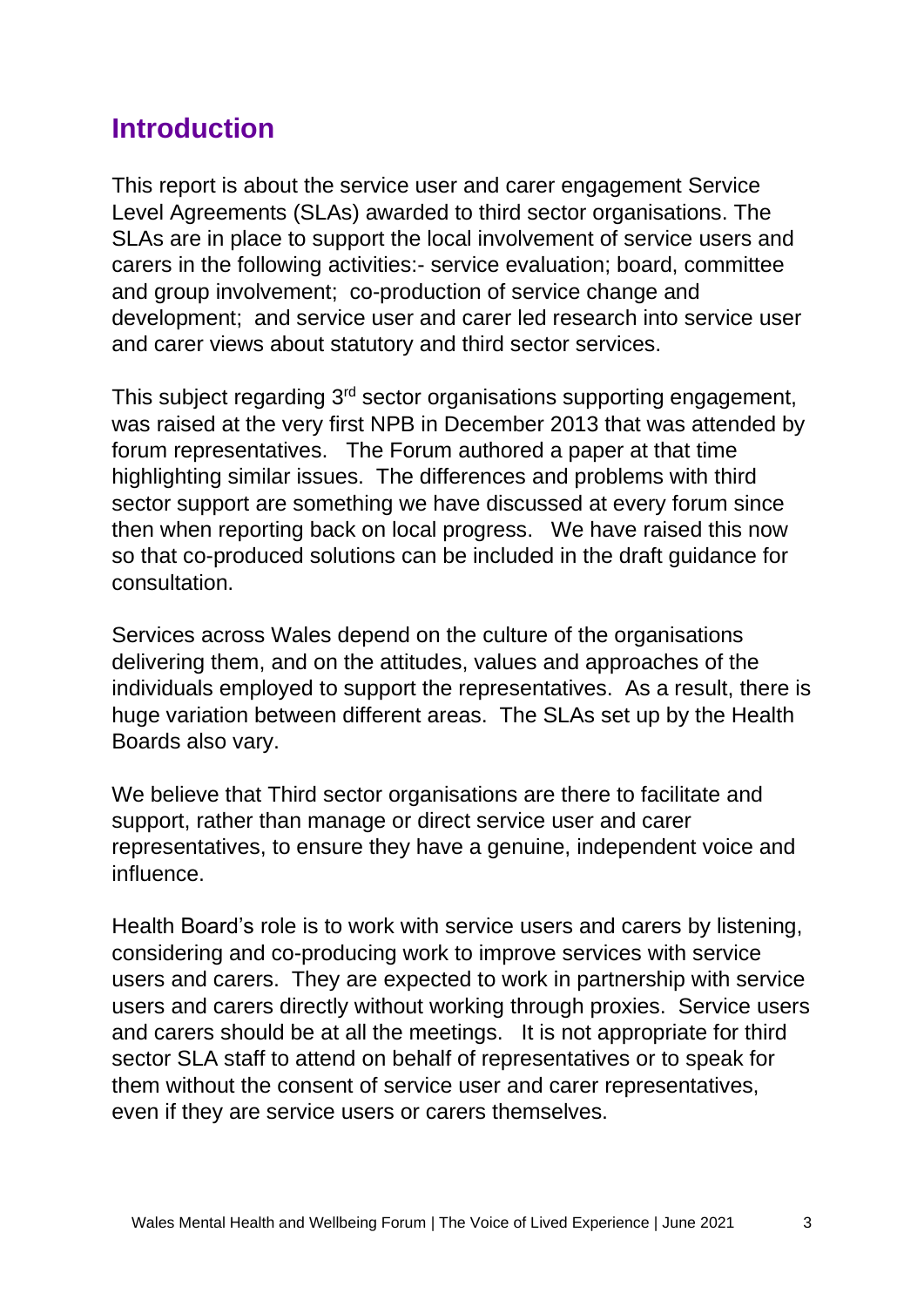## Introduction

This report is about the service user and carer engagement Service Level Agreements (SLAs) awarded to third sector organisations. The SLAs are in place to support the local involvement of service users and carers in the following activities:- service evaluation; board, committee and group involvement; co-production of service change and development; and service user and carer led research into service user and carer views about statutory and third sector services.

This subject regarding 3rd sector organisations supporting engagement, was raised at the very first NPB in December 2013 that was attended by forum representatives. The Forum authored a paper at that time highlighting similar issues. The differences and problems with third sector support are something we have discussed at every forum since then when reporting back on local progress. We have raised this now so that co-produced solutions can be included in the draft guidance for consultation.

Services across Wales depend on the culture of the organisations delivering them, and on the attitudes, values and approaches of the individuals employed to support the representatives. As a result, there is huge variation between different areas. The SLAs set up by the Health Boards also vary.

We believe that Third sector organisations are there to facilitate and support, rather than manage or direct service user and carer representatives, to ensure they have a genuine, independent voice and influence.

Health Board's role is to work with service users and carers by listening, considering and co-producing work to improve services with service users and carers. They are expected to work in partnership with service users and carers directly without working through proxies. Service users and carers should be at all the meetings. It is not appropriate for third sector SLA staff to attend on behalf of representatives or to speak for them without the consent of service user and carer representatives, even if they are service users or carers themselves.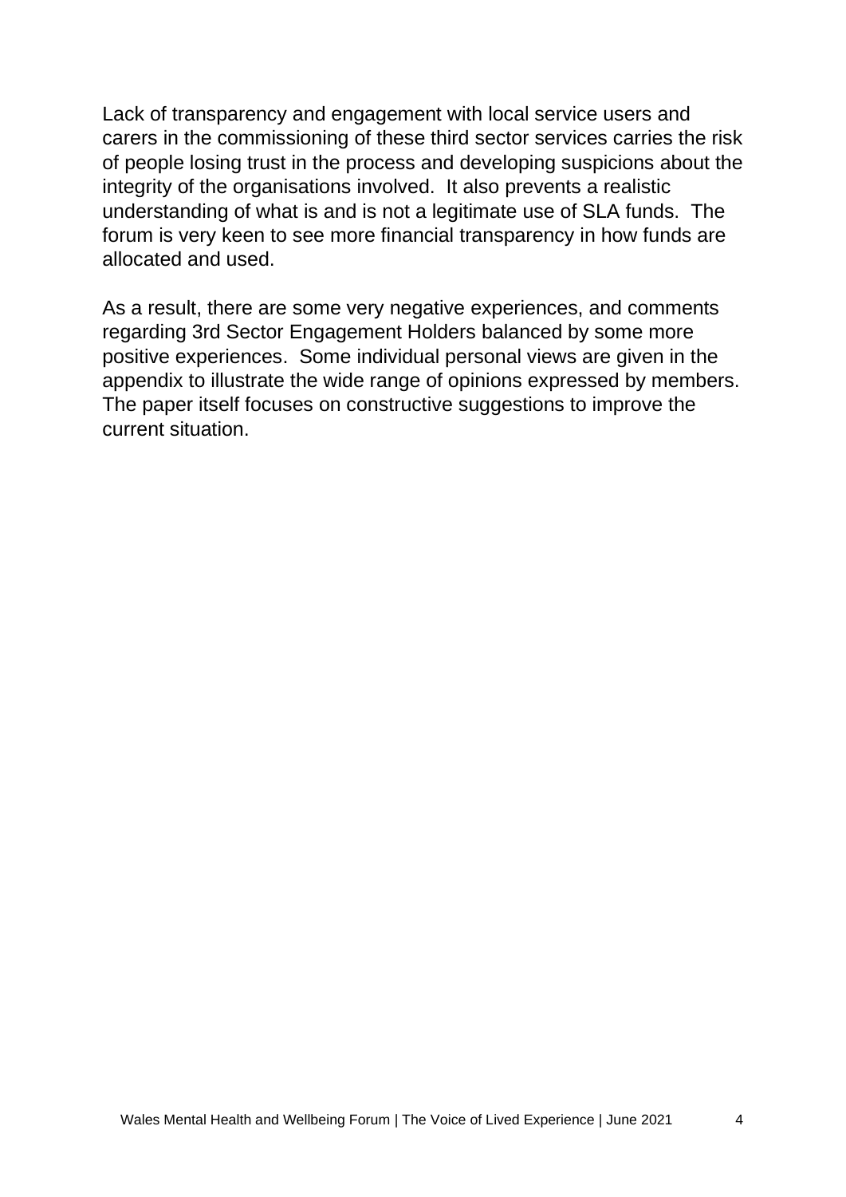Lack of transparency and engagement with local service users and carers in the commissioning of these third sector services carries the risk of people losing trust in the process and developing suspicions about the integrity of the organisations involved.  It also prevents a realistic understanding of what is and is not a legitimate use of SLA funds.  The forum is very keen to see more financial transparency in how funds are allocated and used.

As a result, there are some very negative experiences, and comments regarding 3rd Sector Engagement Holders balanced by some more positive experiences.  Some individual personal views are given in the appendix to illustrate the wide range of opinions expressed by members. The paper itself focuses on constructive suggestions to improve the current situation.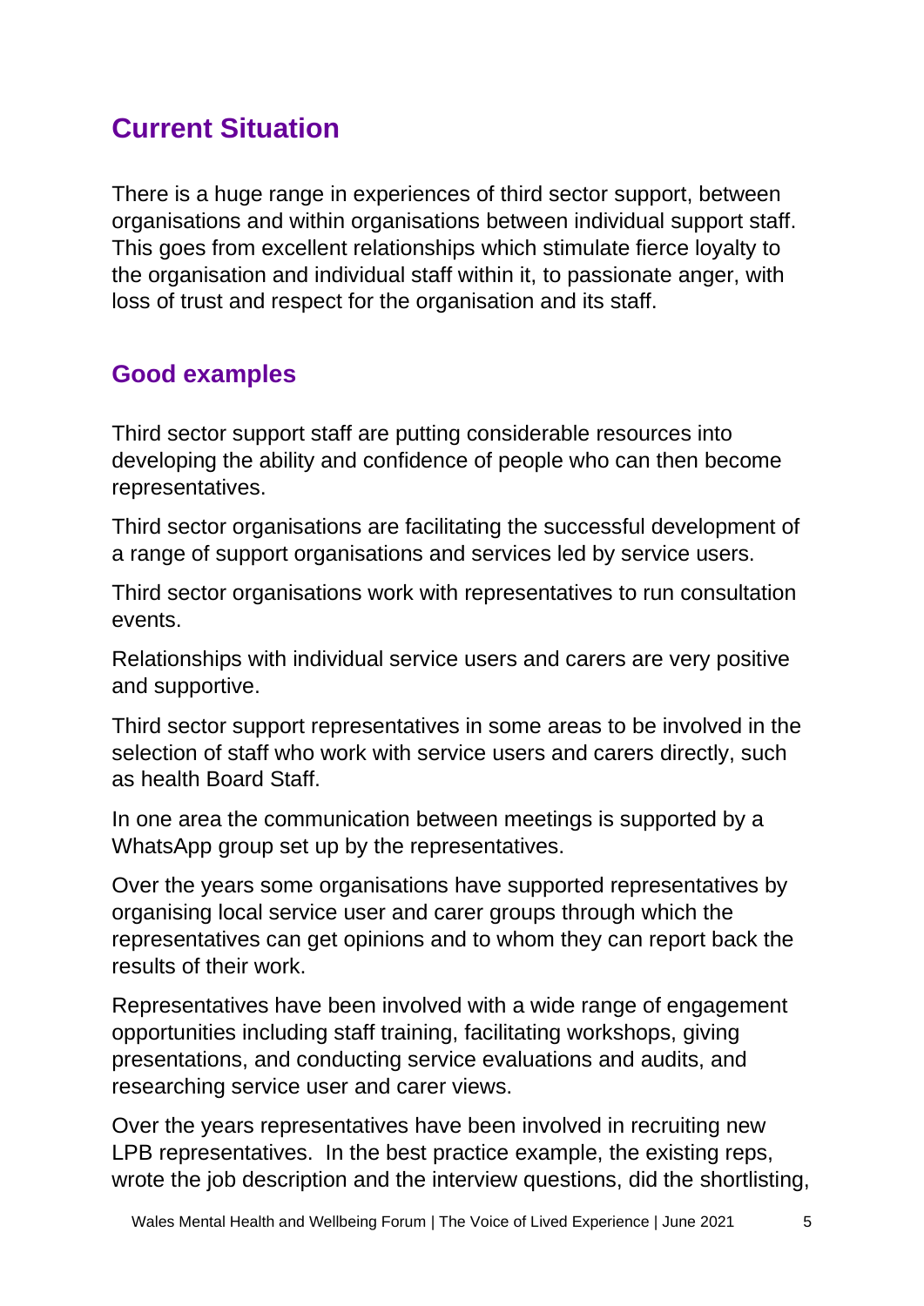## Current Situation

There is a huge range in experiences of third sector support, between organisations and within organisations between individual support staff. This goes from excellent relationships which stimulate fierce loyalty to the organisation and individual staff within it, to passionate anger, with loss of trust and respect for the organisation and its staff.

### Good examples

Third sector support staff are putting considerable resources into developing the ability and confidence of people who can then become representatives.

Third sector organisations are facilitating the successful development of a range of support organisations and services led by service users.

Third sector organisations work with representatives to run consultation events.

Relationships with individual service users and carers are very positive and supportive.

Third sector support representatives in some areas to be involved in the selection of staff who work with service users and carers directly, such as health Board Staff.

In one area the communication between meetings is supported by a WhatsApp group set up by the representatives.

Over the years some organisations have supported representatives by organising local service user and carer groups through which the representatives can get opinions and to whom they can report back the results of their work.

Representatives have been involved with a wide range of engagement opportunities including staff training, facilitating workshops, giving presentations, and conducting service evaluations and audits, and researching service user and carer views.

Over the years representatives have been involved in recruiting new LPB representatives. In the best practice example, the existing reps, wrote the job description and the interview questions, did the shortlisting,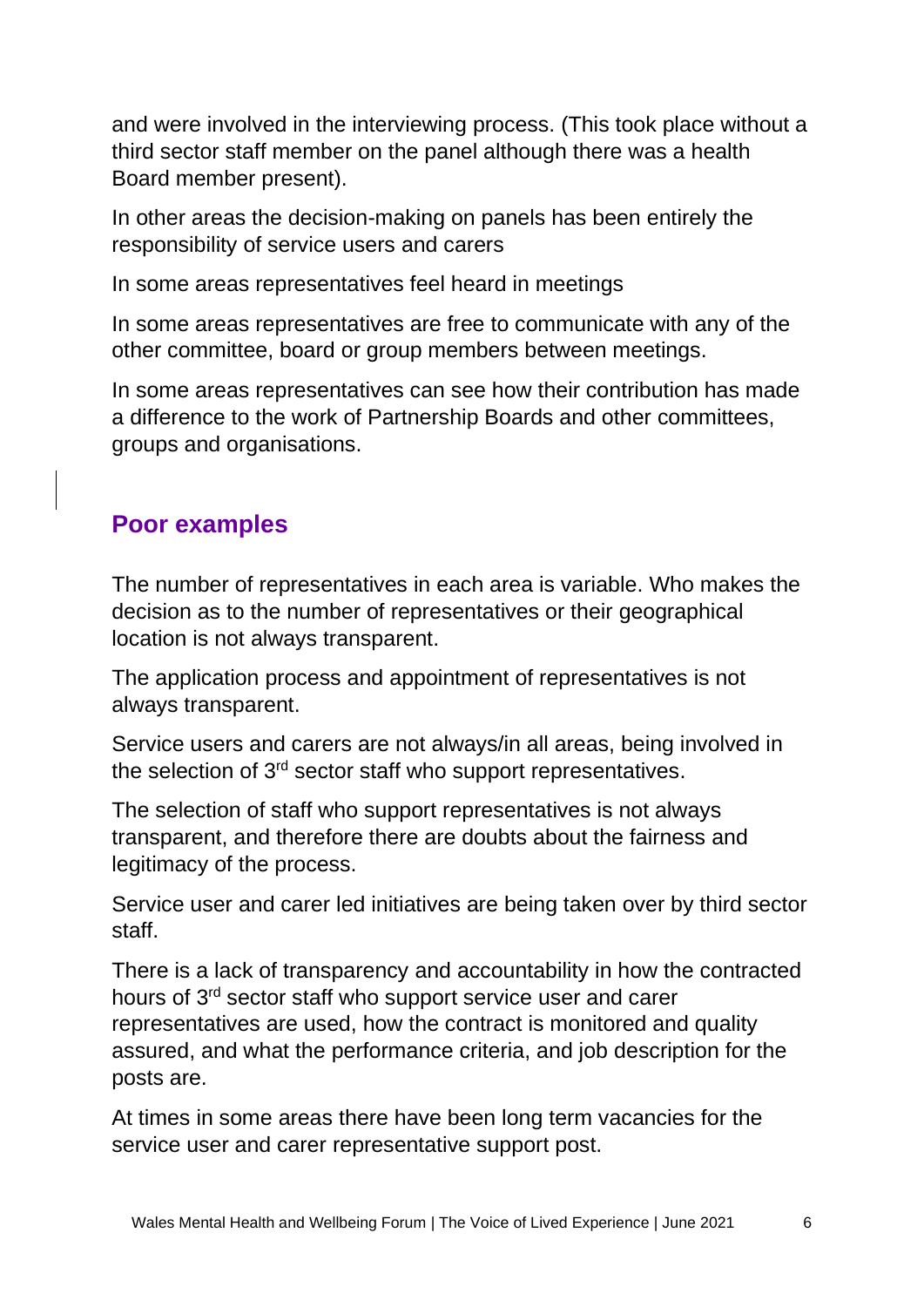and were involved in the interviewing process. (This took place without a third sector staff member on the panel although there was a health Board member present).

In other areas the decision-making on panels has been entirely the responsibility of service users and carers

In some areas representatives feel heard in meetings

In some areas representatives are free to communicate with any of the other committee, board or group members between meetings.

In some areas representatives can see how their contribution has made a difference to the work of Partnership Boards and other committees, groups and organisations.

## Poor examples

The number of representatives in each area is variable. Who makes the decision as to the number of representatives or their geographical location is not always transparent.

The application process and appointment of representatives is not always transparent.

Service users and carers are not always/in all areas, being involved in the selection of 3rd sector staff who support representatives.

The selection of staff who support representatives is not always transparent, and therefore there are doubts about the fairness and legitimacy of the process.

Service user and carer led initiatives are being taken over by third sector staff.

There is a lack of transparency and accountability in how the contracted hours of 3rd sector staff who support service user and carer representatives are used, how the contract is monitored and quality assured, and what the performance criteria, and job description for the posts are.

At times in some areas there have been long term vacancies for the service user and carer representative support post.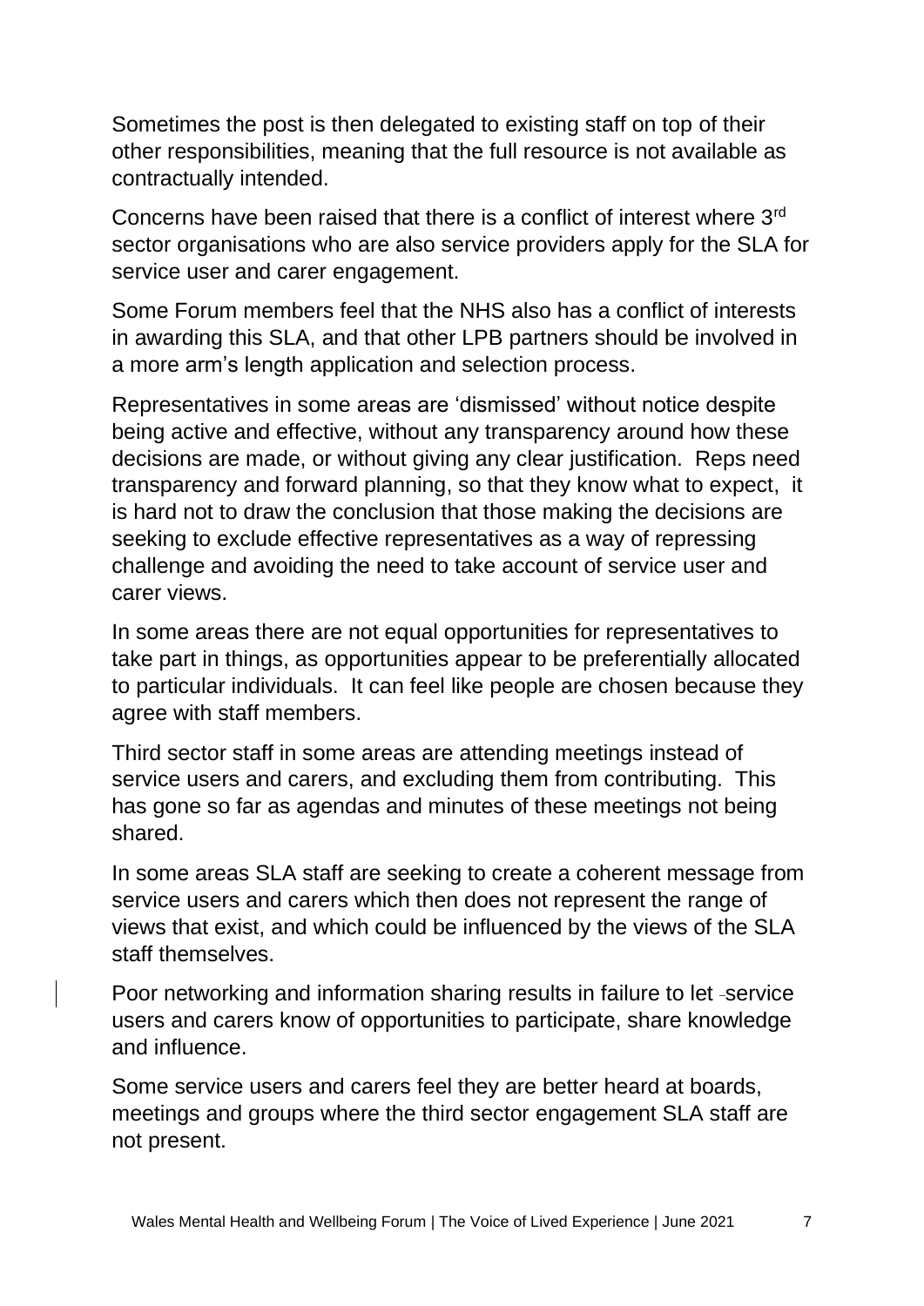Sometimes the post is then delegated to existing staff on top of their other responsibilities, meaning that the full resource is not available as contractually intended.

Concerns have been raised that there is a conflict of interest where 3rd sector organisations who are also service providers apply for the SLA for service user and carer engagement.

Some Forum members feel that the NHS also has a conflict of interests in awarding this SLA, and that other LPB partners should be involved in a more arm's length application and selection process.

Representatives in some areas are 'dismissed' without notice despite being active and effective, without any transparency around how these decisions are made, or without giving any clear justification. Reps need transparency and forward planning, so that they know what to expect, it is hard not to draw the conclusion that those making the decisions are seeking to exclude effective representatives as a way of repressing challenge and avoiding the need to take account of service user and carer views.

In some areas there are not equal opportunities for representatives to take part in things, as opportunities appear to be preferentially allocated to particular individuals. It can feel like people are chosen because they agree with staff members.

Third sector staff in some areas are attending meetings instead of service users and carers, and excluding them from contributing. This has gone so far as agendas and minutes of these meetings not being shared.

In some areas SLA staff are seeking to create a coherent message from service users and carers which then does not represent the range of views that exist, and which could be influenced by the views of the SLA staff themselves.

Poor networking and information sharing results in failure to let service users and carers know of opportunities to participate, share knowledge and influence.

Some service users and carers feel they are better heard at boards, meetings and groups where the third sector engagement SLA staff are not present.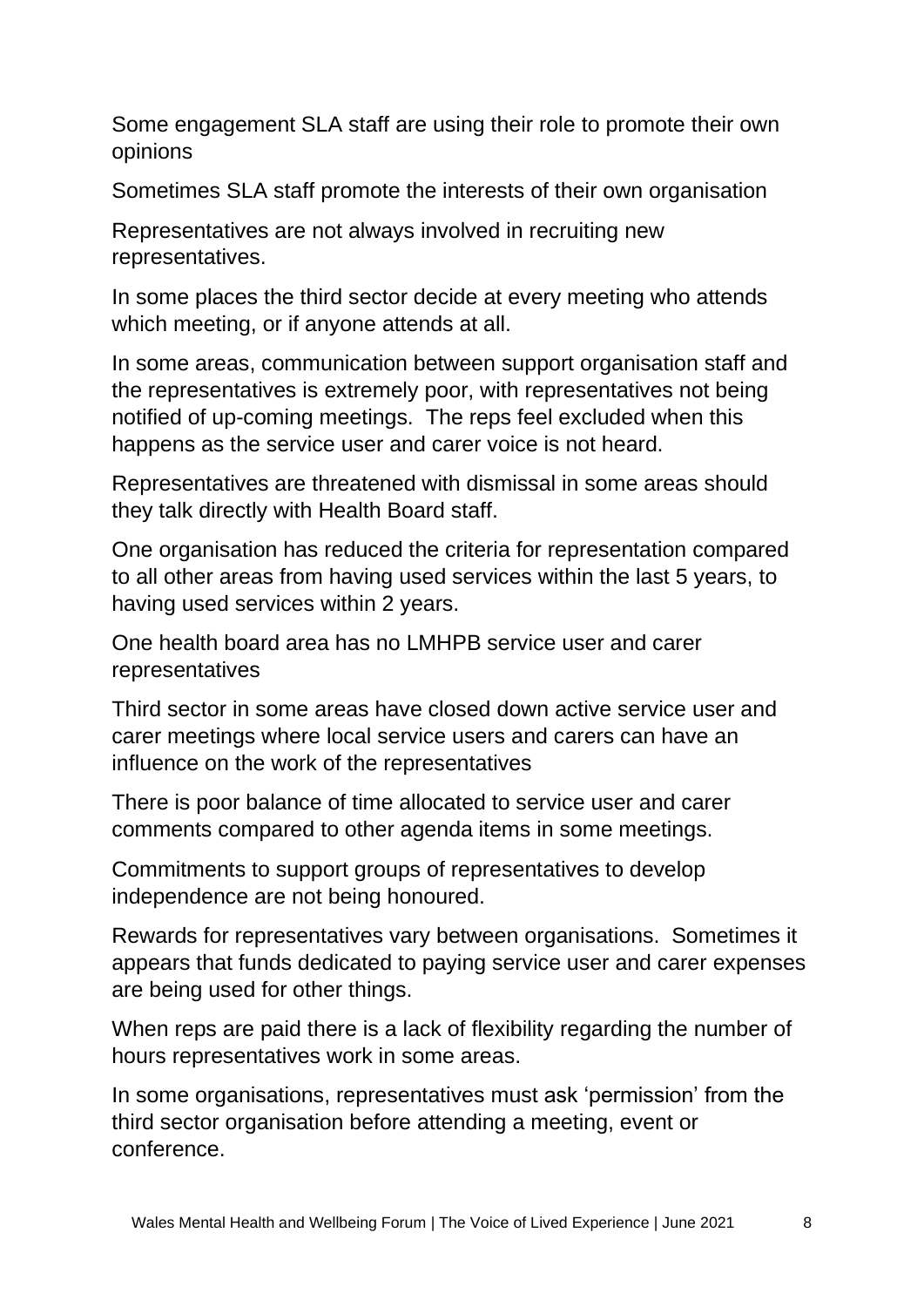Some engagement SLA staff are using their role to promote their own opinions

Sometimes SLA staff promote the interests of their own organisation

Representatives are not always involved in recruiting new representatives.

In some places the third sector decide at every meeting who attends which meeting, or if anyone attends at all.

In some areas, communication between support organisation staff and the representatives is extremely poor, with representatives not being notified of up-coming meetings. The reps feel excluded when this happens as the service user and carer voice is not heard.

Representatives are threatened with dismissal in some areas should they talk directly with Health Board staff.

One organisation has reduced the criteria for representation compared to all other areas from having used services within the last 5 years, to having used services within 2 years.

One health board area has no LMHPB service user and carer representatives

Third sector in some areas have closed down active service user and carer meetings where local service users and carers can have an influence on the work of the representatives

There is poor balance of time allocated to service user and carer comments compared to other agenda items in some meetings.

Commitments to support groups of representatives to develop independence are not being honoured.

Rewards for representatives vary between organisations. Sometimes it appears that funds dedicated to paying service user and carer expenses are being used for other things.

When reps are paid there is a lack of flexibility regarding the number of hours representatives work in some areas.

In some organisations, representatives must ask 'permission' from the third sector organisation before attending a meeting, event or conference.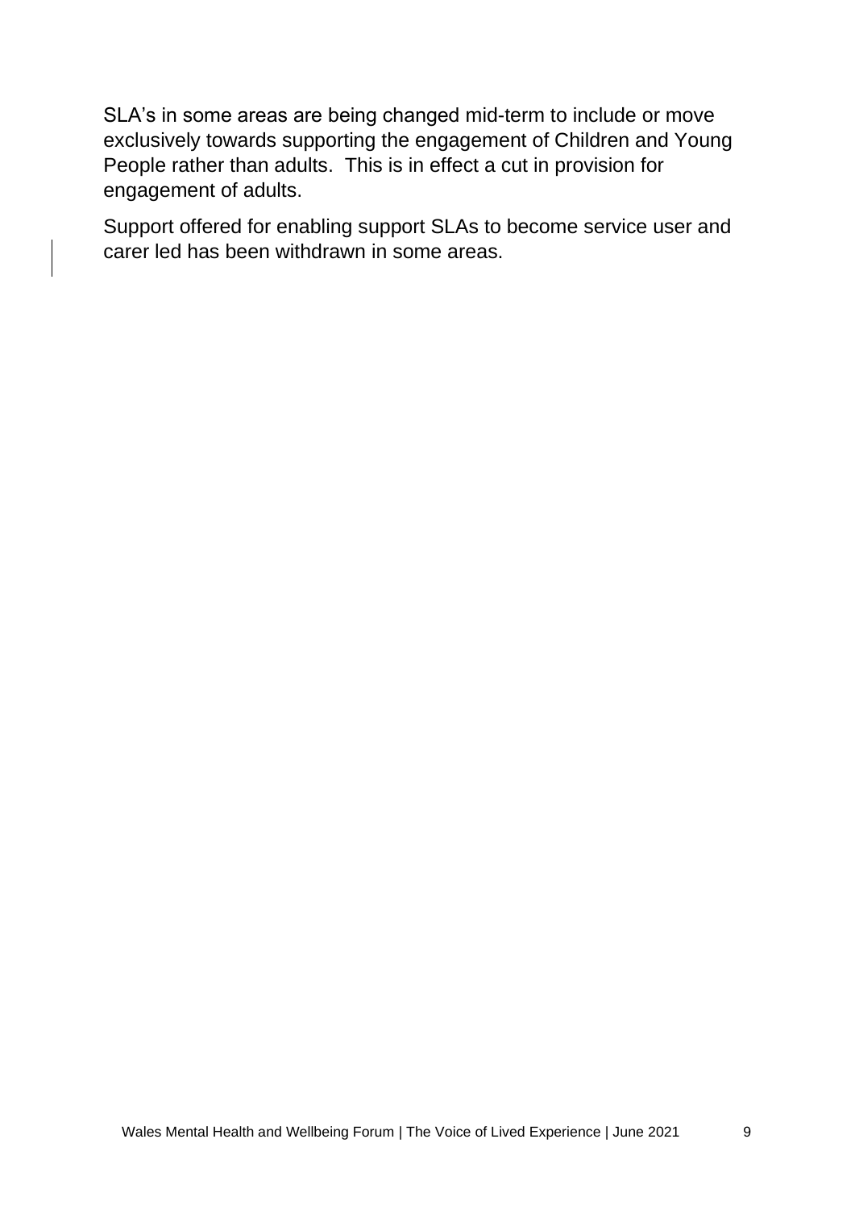SLA's in some areas are being changed mid-term to include or move exclusively towards supporting the engagement of Children and Young People rather than adults.  This is in effect a cut in provision for engagement of adults.

Support offered for enabling support SLAs to become service user and carer led has been withdrawn in some areas.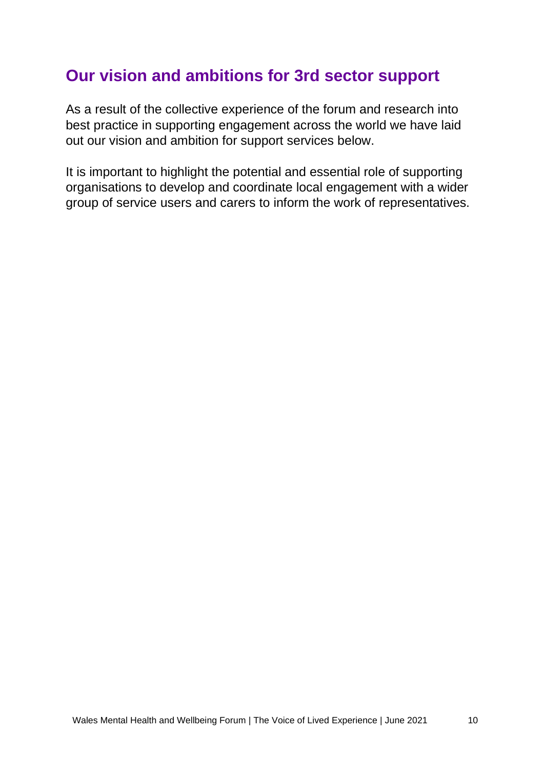## Our vision and ambitions for 3rd sector support

As a result of the collective experience of the forum and research into best practice in supporting engagement across the world we have laid out our vision and ambition for support services below.

It is important to highlight the potential and essential role of supporting organisations to develop and coordinate local engagement with a wider group of service users and carers to inform the work of representatives.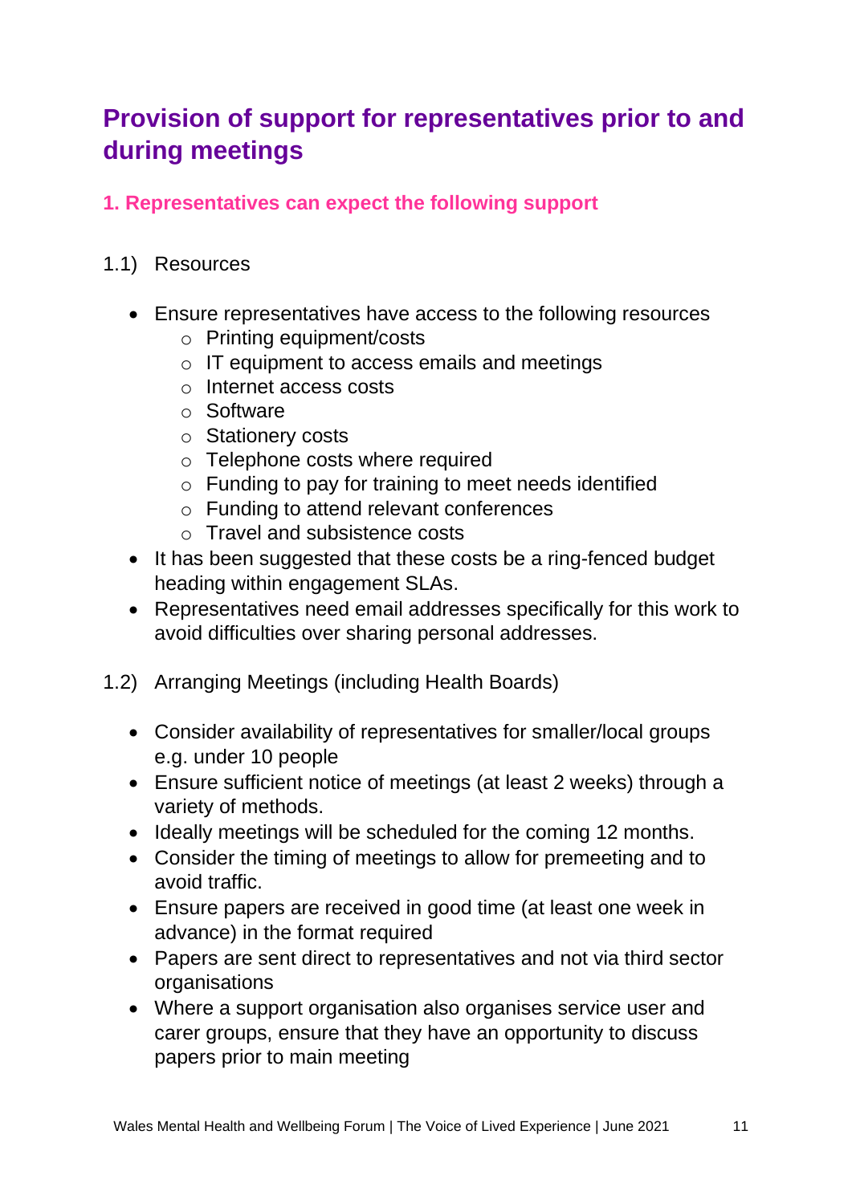## Provision of support for representatives prior to and during meetings

### 1. Representatives can expect the following support

1.1) Resources

- Ensure representatives have access to the following resources
    - Printing equipment/costs
    - IT equipment to access emails and meetings
    - Internet access costs
    - Software
    - Stationery costs
    - Telephone costs where required
    - Funding to pay for training to meet needs identified
    - Funding to attend relevant conferences
    - Travel and subsistence costs
- It has been suggested that these costs be a ring-fenced budget heading within engagement SLAs.
- Representatives need email addresses specifically for this work to avoid difficulties over sharing personal addresses.

1.2) Arranging Meetings (including Health Boards)

- Consider availability of representatives for smaller/local groups e.g. under 10 people
- Ensure sufficient notice of meetings (at least 2 weeks) through a variety of methods.
- Ideally meetings will be scheduled for the coming 12 months.
- Consider the timing of meetings to allow for premeeting and to avoid traffic.
- Ensure papers are received in good time (at least one week in advance) in the format required
- Papers are sent direct to representatives and not via third sector organisations
- Where a support organisation also organises service user and carer groups, ensure that they have an opportunity to discuss papers prior to main meeting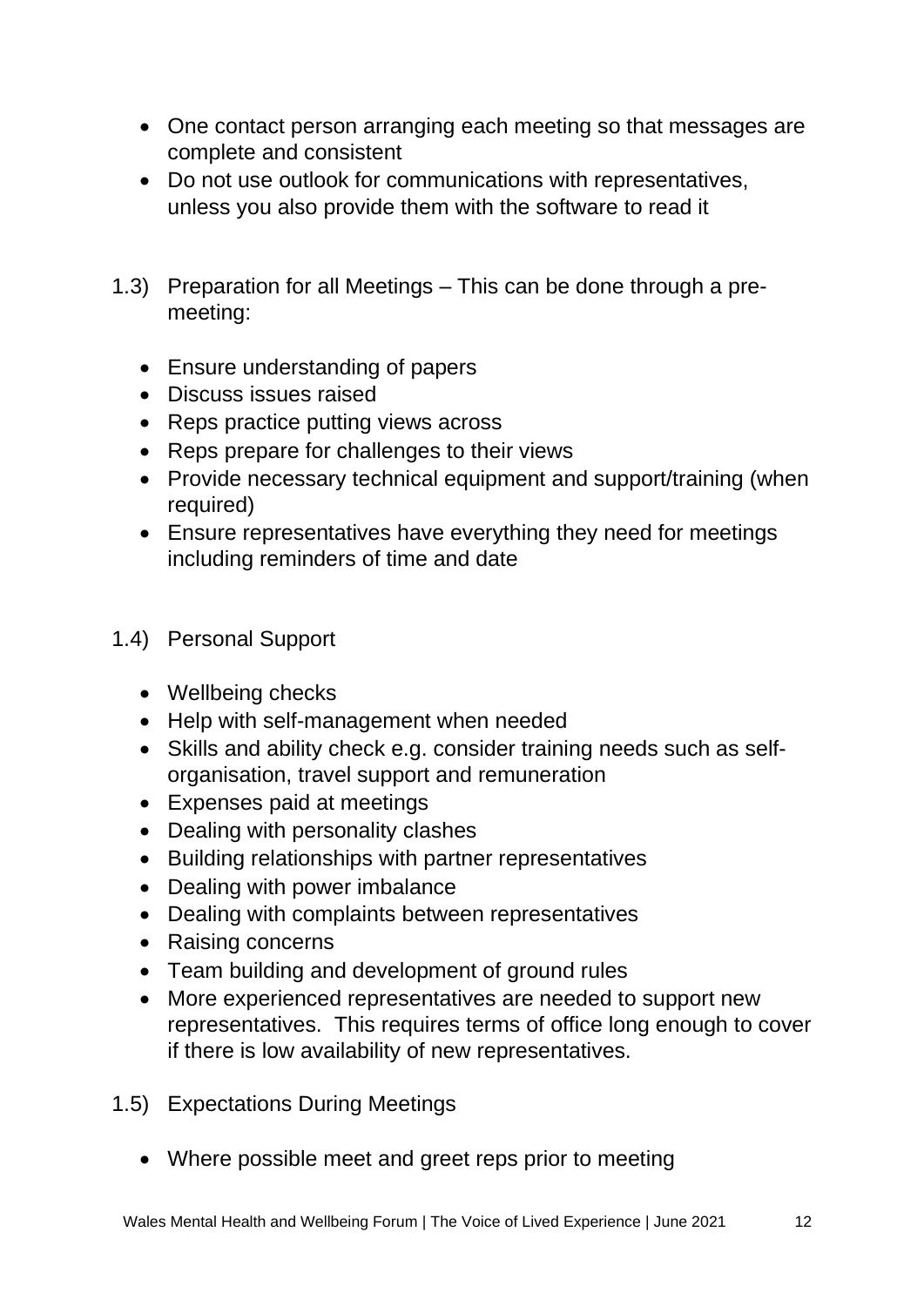- One contact person arranging each meeting so that messages are complete and consistent
- Do not use outlook for communications with representatives, unless you also provide them with the software to read it

1.3) Preparation for all Meetings – This can be done through a pre-meeting:

- Ensure understanding of papers
- Discuss issues raised
- Reps practice putting views across
- Reps prepare for challenges to their views
- Provide necessary technical equipment and support/training (when required)
- Ensure representatives have everything they need for meetings including reminders of time and date

1.4) Personal Support

- Wellbeing checks
- Help with self-management when needed
- Skills and ability check e.g. consider training needs such as self-organisation, travel support and remuneration
- Expenses paid at meetings
- Dealing with personality clashes
- Building relationships with partner representatives
- Dealing with power imbalance
- Dealing with complaints between representatives
- Raising concerns
- Team building and development of ground rules
- More experienced representatives are needed to support new representatives. This requires terms of office long enough to cover if there is low availability of new representatives.

1.5) Expectations During Meetings

- Where possible meet and greet reps prior to meeting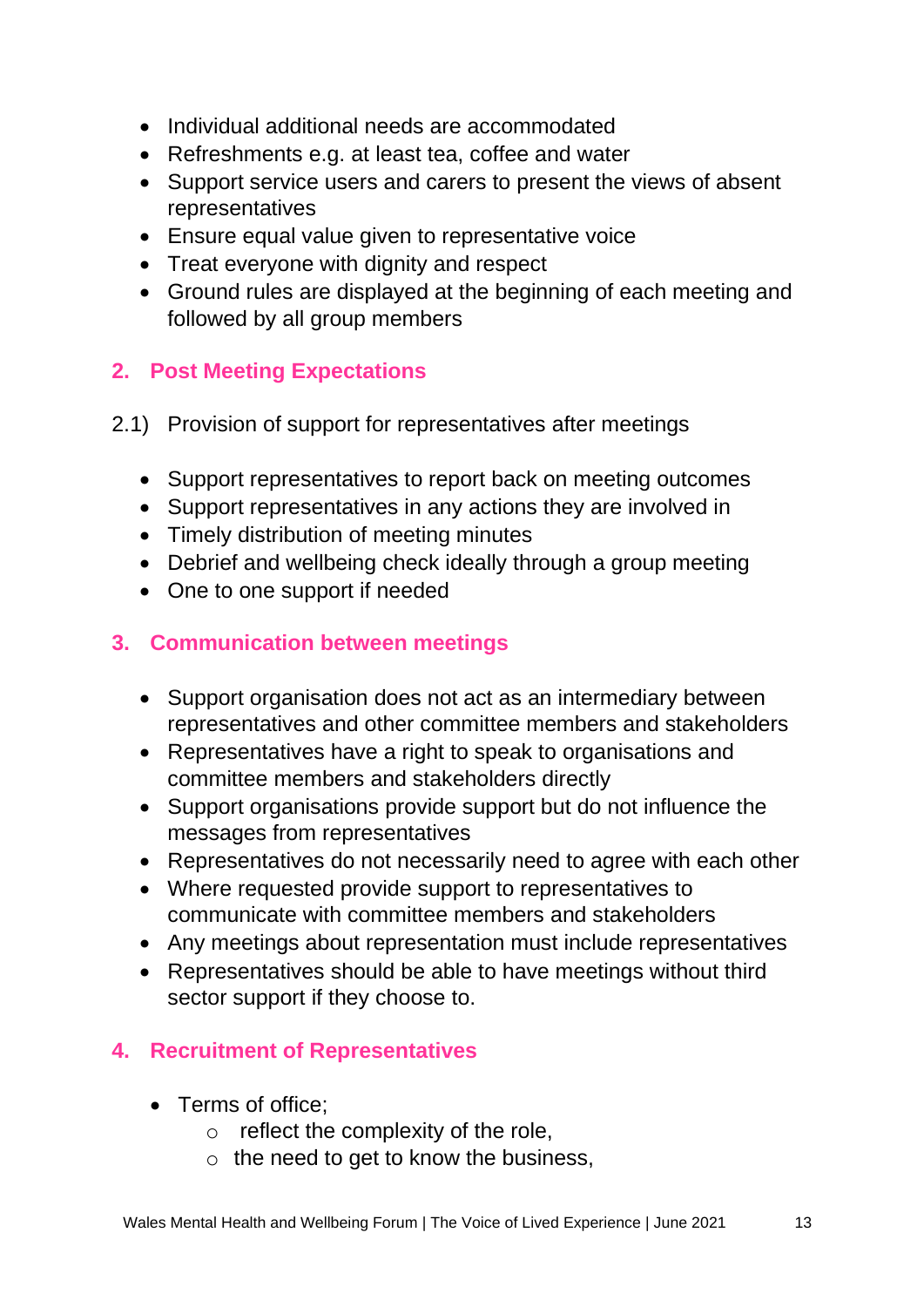- Individual additional needs are accommodated
- Refreshments e.g. at least tea, coffee and water
- Support service users and carers to present the views of absent representatives
- Ensure equal value given to representative voice
- Treat everyone with dignity and respect
- Ground rules are displayed at the beginning of each meeting and followed by all group members

## 2. Post Meeting Expectations

2.1) Provision of support for representatives after meetings

- Support representatives to report back on meeting outcomes
- Support representatives in any actions they are involved in
- Timely distribution of meeting minutes
- Debrief and wellbeing check ideally through a group meeting
- One to one support if needed

## 3. Communication between meetings

- Support organisation does not act as an intermediary between representatives and other committee members and stakeholders
- Representatives have a right to speak to organisations and committee members and stakeholders directly
- Support organisations provide support but do not influence the messages from representatives
- Representatives do not necessarily need to agree with each other
- Where requested provide support to representatives to communicate with committee members and stakeholders
- Any meetings about representation must include representatives
- Representatives should be able to have meetings without third sector support if they choose to.

## 4. Recruitment of Representatives

- Terms of office;
  - reflect the complexity of the role,
  - the need to get to know the business,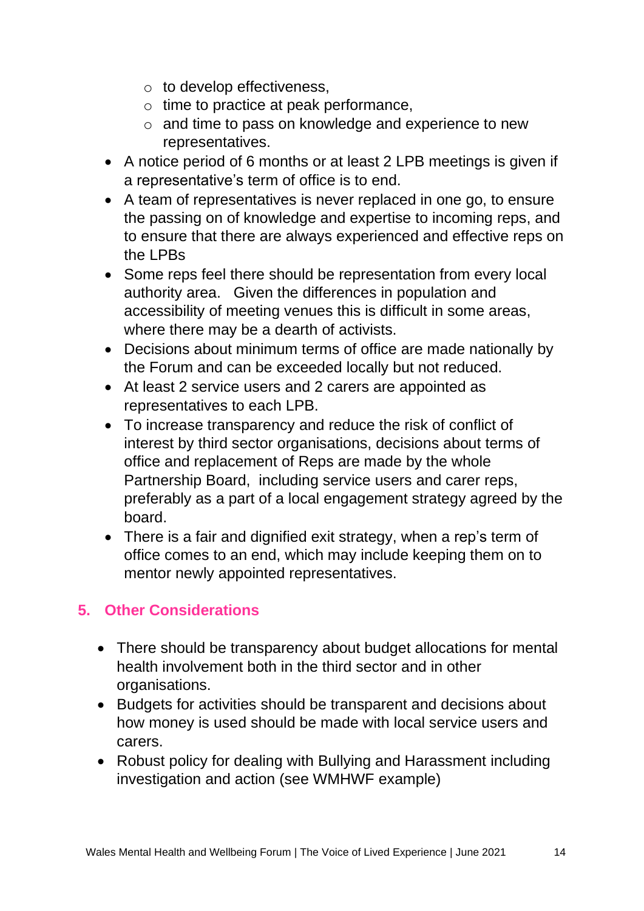- to develop effectiveness,
    - time to practice at peak performance,
    - and time to pass on knowledge and experience to new representatives.
- A notice period of 6 months or at least 2 LPB meetings is given if a representative's term of office is to end.
- A team of representatives is never replaced in one go, to ensure the passing on of knowledge and expertise to incoming reps, and to ensure that there are always experienced and effective reps on the LPBs
- Some reps feel there should be representation from every local authority area. Given the differences in population and accessibility of meeting venues this is difficult in some areas, where there may be a dearth of activists.
- Decisions about minimum terms of office are made nationally by the Forum and can be exceeded locally but not reduced.
- At least 2 service users and 2 carers are appointed as representatives to each LPB.
- To increase transparency and reduce the risk of conflict of interest by third sector organisations, decisions about terms of office and replacement of Reps are made by the whole Partnership Board, including service users and carer reps, preferably as a part of a local engagement strategy agreed by the board.
- There is a fair and dignified exit strategy, when a rep's term of office comes to an end, which may include keeping them on to mentor newly appointed representatives.

## 5. Other Considerations

- There should be transparency about budget allocations for mental health involvement both in the third sector and in other organisations.
- Budgets for activities should be transparent and decisions about how money is used should be made with local service users and carers.
- Robust policy for dealing with Bullying and Harassment including investigation and action (see WMHWF example)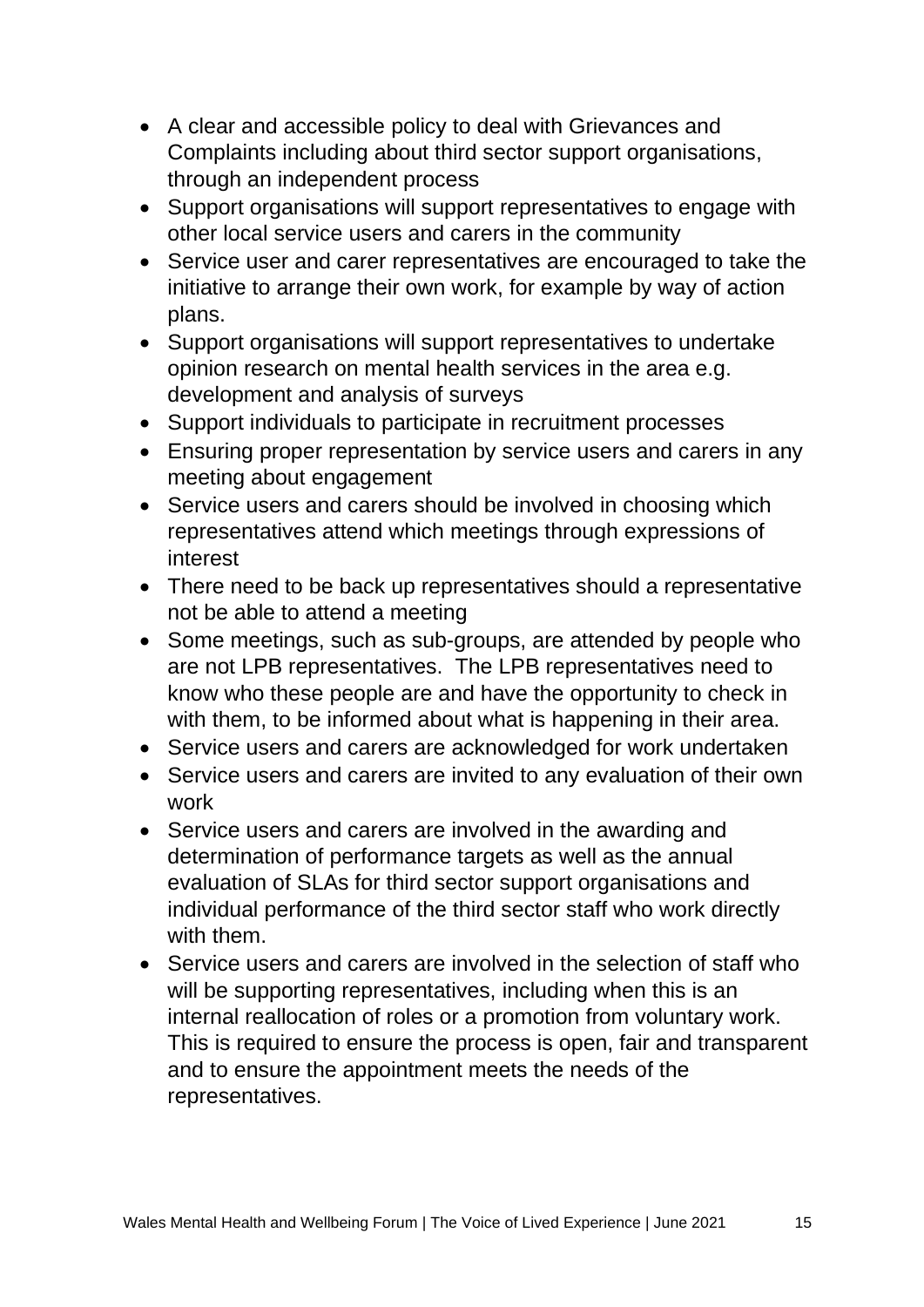- A clear and accessible policy to deal with Grievances and Complaints including about third sector support organisations, through an independent process
- Support organisations will support representatives to engage with other local service users and carers in the community
- Service user and carer representatives are encouraged to take the initiative to arrange their own work, for example by way of action plans.
- Support organisations will support representatives to undertake opinion research on mental health services in the area e.g. development and analysis of surveys
- Support individuals to participate in recruitment processes
- Ensuring proper representation by service users and carers in any meeting about engagement
- Service users and carers should be involved in choosing which representatives attend which meetings through expressions of interest
- There need to be back up representatives should a representative not be able to attend a meeting
- Some meetings, such as sub-groups, are attended by people who are not LPB representatives. The LPB representatives need to know who these people are and have the opportunity to check in with them, to be informed about what is happening in their area.
- Service users and carers are acknowledged for work undertaken
- Service users and carers are invited to any evaluation of their own work
- Service users and carers are involved in the awarding and determination of performance targets as well as the annual evaluation of SLAs for third sector support organisations and individual performance of the third sector staff who work directly with them.
- Service users and carers are involved in the selection of staff who will be supporting representatives, including when this is an internal reallocation of roles or a promotion from voluntary work. This is required to ensure the process is open, fair and transparent and to ensure the appointment meets the needs of the representatives.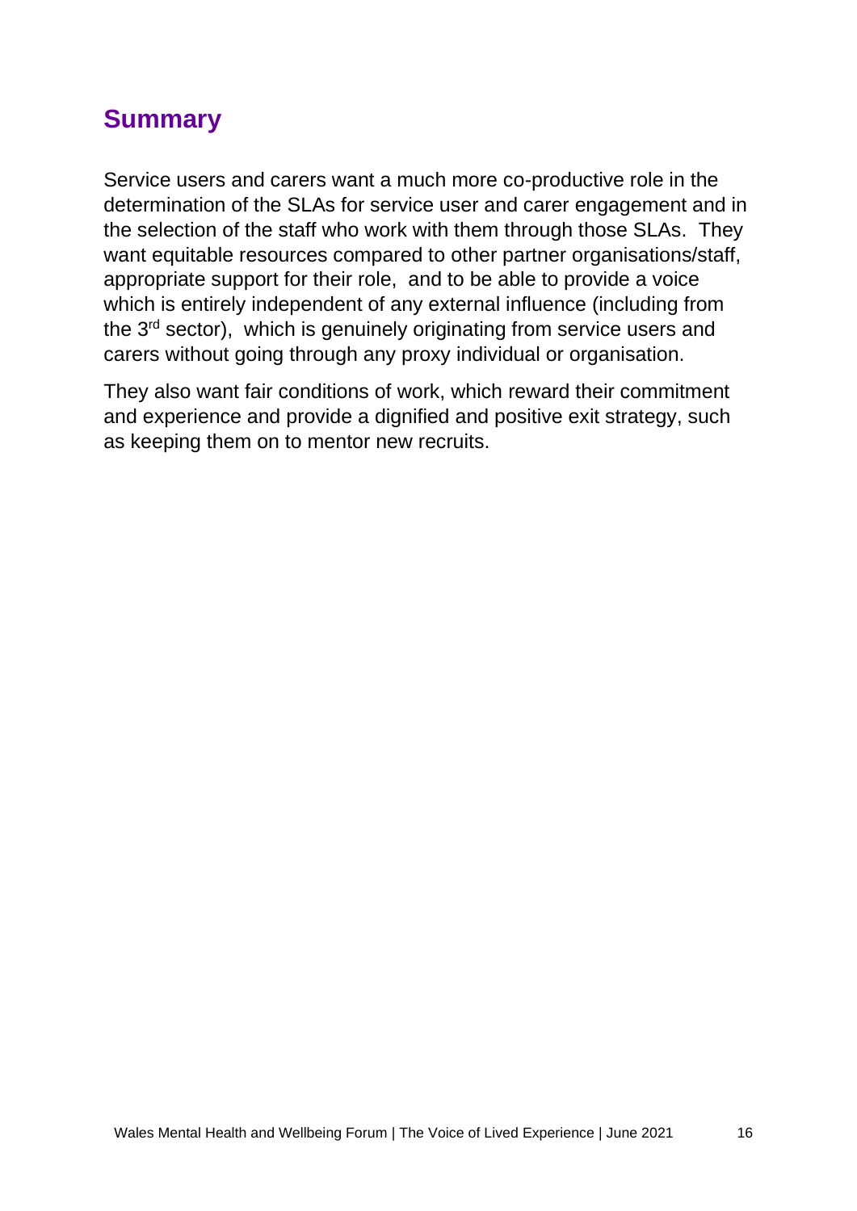## Summary

Service users and carers want a much more co-productive role in the determination of the SLAs for service user and carer engagement and in the selection of the staff who work with them through those SLAs. They want equitable resources compared to other partner organisations/staff, appropriate support for their role, and to be able to provide a voice which is entirely independent of any external influence (including from the 3rd sector), which is genuinely originating from service users and carers without going through any proxy individual or organisation.

They also want fair conditions of work, which reward their commitment and experience and provide a dignified and positive exit strategy, such as keeping them on to mentor new recruits.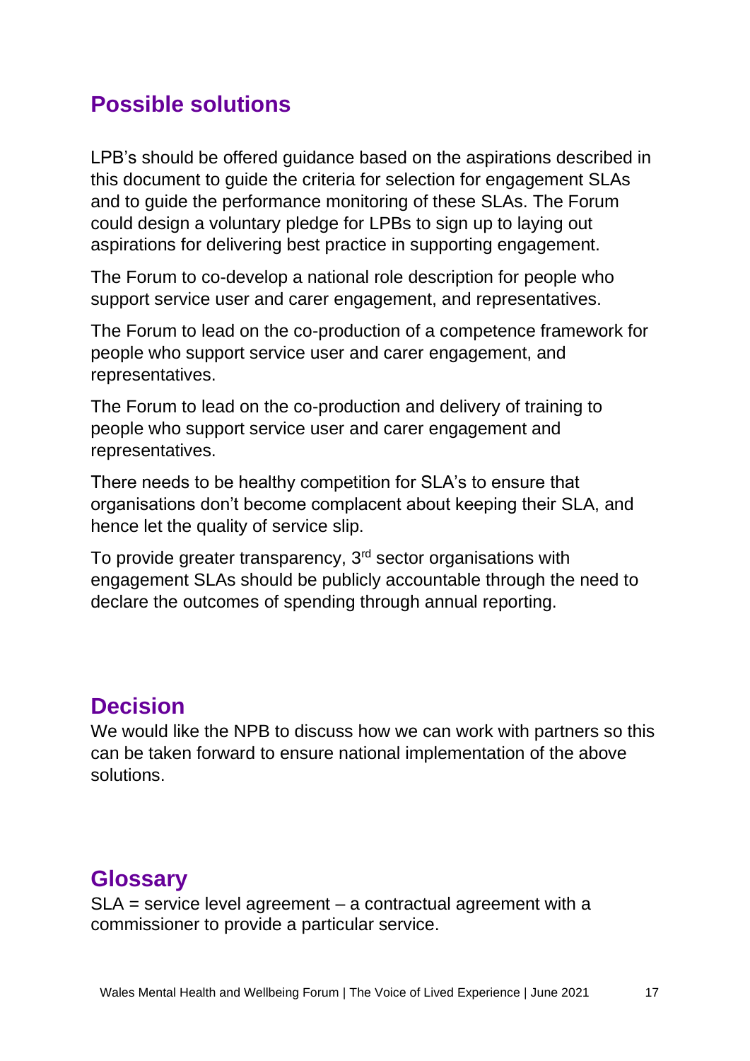## Possible solutions

LPB's should be offered guidance based on the aspirations described in this document to guide the criteria for selection for engagement SLAs and to guide the performance monitoring of these SLAs. The Forum could design a voluntary pledge for LPBs to sign up to laying out aspirations for delivering best practice in supporting engagement.

The Forum to co-develop a national role description for people who support service user and carer engagement, and representatives.

The Forum to lead on the co-production of a competence framework for people who support service user and carer engagement, and representatives.

The Forum to lead on the co-production and delivery of training to people who support service user and carer engagement and representatives.

There needs to be healthy competition for SLA's to ensure that organisations don't become complacent about keeping their SLA, and hence let the quality of service slip.

To provide greater transparency, 3rd sector organisations with engagement SLAs should be publicly accountable through the need to declare the outcomes of spending through annual reporting.

## Decision

We would like the NPB to discuss how we can work with partners so this can be taken forward to ensure national implementation of the above solutions.

## Glossary

SLA = service level agreement – a contractual agreement with a commissioner to provide a particular service.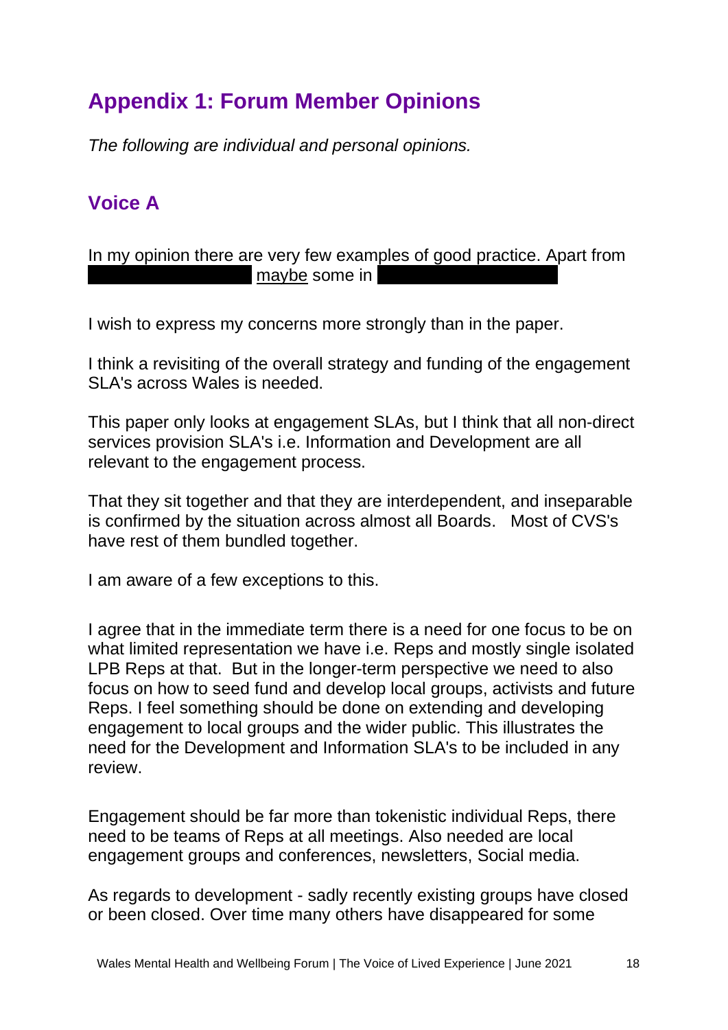## Appendix 1: Forum Member Opinions

*The following are individual and personal opinions.*

### Voice A

In my opinion there are very few examples of good practice. Apart from ██████████ maybe some in ██████████

I wish to express my concerns more strongly than in the paper.

I think a revisiting of the overall strategy and funding of the engagement SLA's across Wales is needed.

This paper only looks at engagement SLAs, but I think that all non-direct services provision SLA's i.e. Information and Development are all relevant to the engagement process.

That they sit together and that they are interdependent, and inseparable is confirmed by the situation across almost all Boards. Most of CVS's have rest of them bundled together.

I am aware of a few exceptions to this.

I agree that in the immediate term there is a need for one focus to be on what limited representation we have i.e. Reps and mostly single isolated LPB Reps at that. But in the longer-term perspective we need to also focus on how to seed fund and develop local groups, activists and future Reps. I feel something should be done on extending and developing engagement to local groups and the wider public. This illustrates the need for the Development and Information SLA's to be included in any review.

Engagement should be far more than tokenistic individual Reps, there need to be teams of Reps at all meetings. Also needed are local engagement groups and conferences, newsletters, Social media.

As regards to development - sadly recently existing groups have closed or been closed. Over time many others have disappeared for some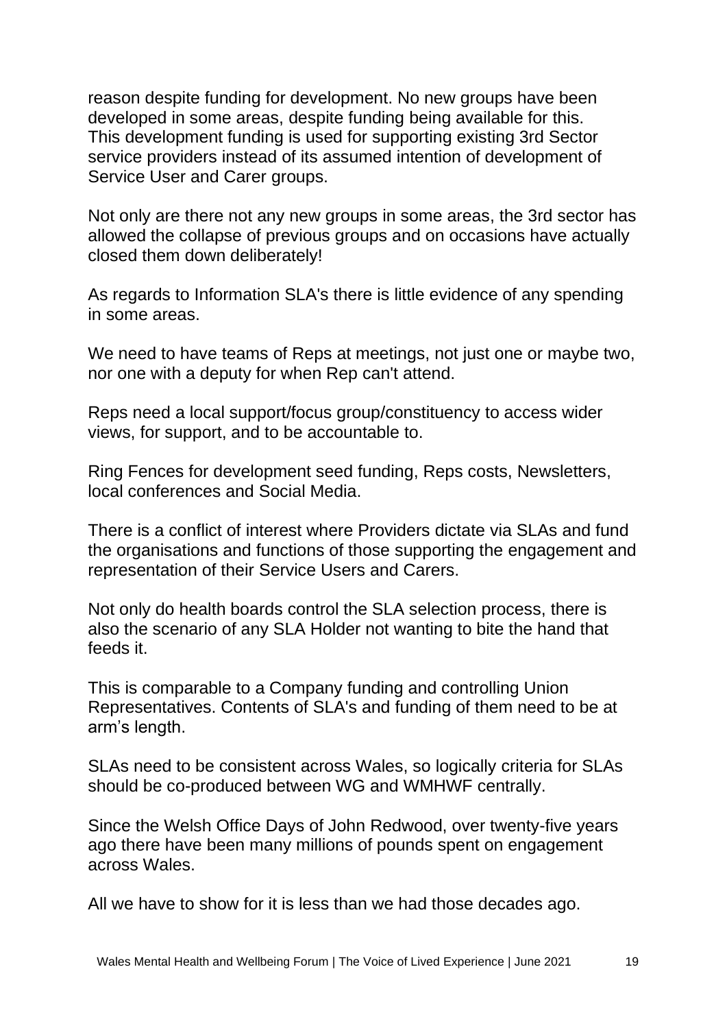reason despite funding for development. No new groups have been developed in some areas, despite funding being available for this. This development funding is used for supporting existing 3rd Sector service providers instead of its assumed intention of development of Service User and Carer groups.

Not only are there not any new groups in some areas, the 3rd sector has allowed the collapse of previous groups and on occasions have actually closed them down deliberately!

As regards to Information SLA's there is little evidence of any spending in some areas.

We need to have teams of Reps at meetings, not just one or maybe two, nor one with a deputy for when Rep can't attend.

Reps need a local support/focus group/constituency to access wider views, for support, and to be accountable to.

Ring Fences for development seed funding, Reps costs, Newsletters, local conferences and Social Media.

There is a conflict of interest where Providers dictate via SLAs and fund the organisations and functions of those supporting the engagement and representation of their Service Users and Carers.

Not only do health boards control the SLA selection process, there is also the scenario of any SLA Holder not wanting to bite the hand that feeds it.

This is comparable to a Company funding and controlling Union Representatives. Contents of SLA's and funding of them need to be at arm's length.

SLAs need to be consistent across Wales, so logically criteria for SLAs should be co-produced between WG and WMHWF centrally.

Since the Welsh Office Days of John Redwood, over twenty-five years ago there have been many millions of pounds spent on engagement across Wales.

All we have to show for it is less than we had those decades ago.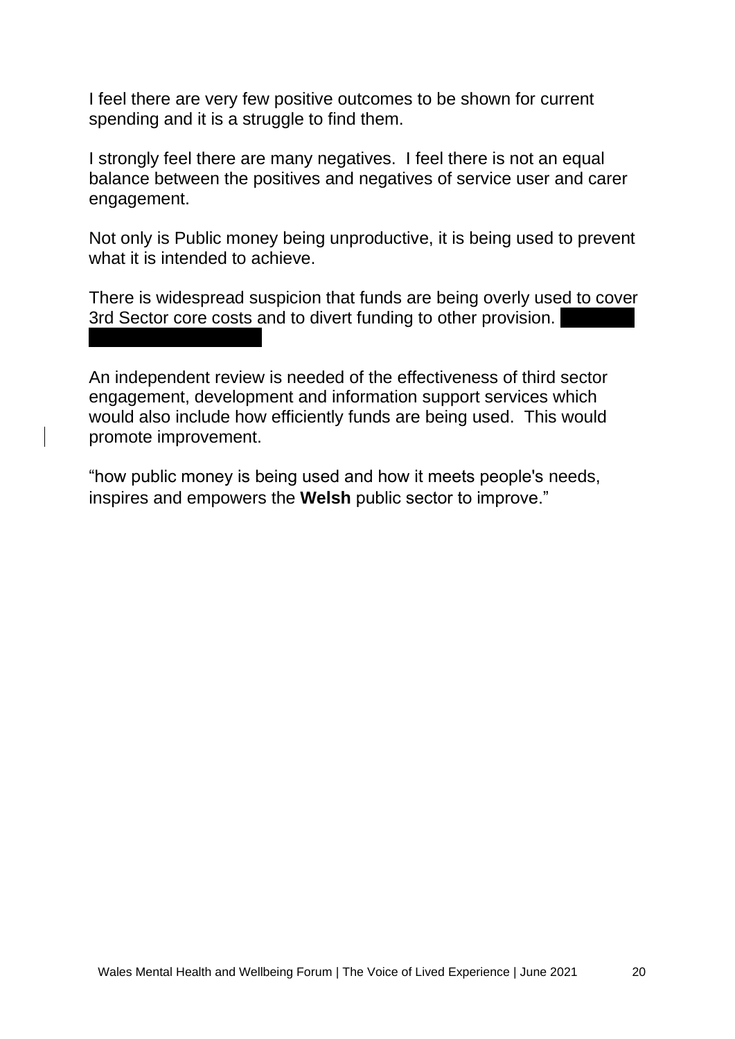I feel there are very few positive outcomes to be shown for current spending and it is a struggle to find them.

I strongly feel there are many negatives. I feel there is not an equal balance between the positives and negatives of service user and carer engagement.

Not only is Public money being unproductive, it is being used to prevent what it is intended to achieve.

There is widespread suspicion that funds are being overly used to cover 3rd Sector core costs and to divert funding to other provision.

An independent review is needed of the effectiveness of third sector engagement, development and information support services which would also include how efficiently funds are being used. This would promote improvement.

"how public money is being used and how it meets people's needs, inspires and empowers the **Welsh** public sector to improve."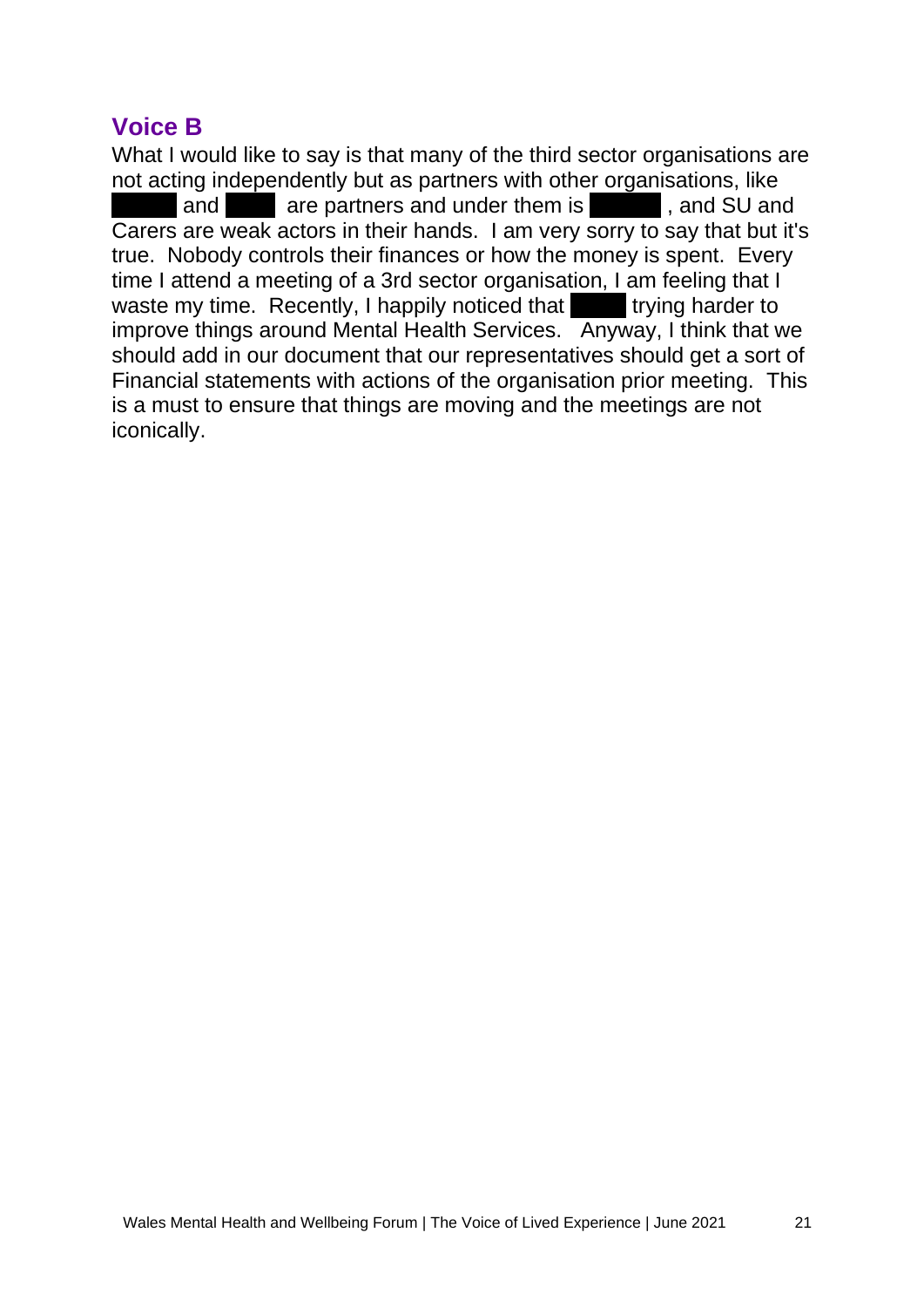## Voice B

What I would like to say is that many of the third sector organisations are not acting independently but as partners with other organisations, like ████ and ████ are partners and under them is ████, and SU and Carers are weak actors in their hands. I am very sorry to say that but it's true. Nobody controls their finances or how the money is spent. Every time I attend a meeting of a 3rd sector organisation, I am feeling that I waste my time. Recently, I happily noticed that ████ trying harder to improve things around Mental Health Services. Anyway, I think that we should add in our document that our representatives should get a sort of Financial statements with actions of the organisation prior meeting. This is a must to ensure that things are moving and the meetings are not iconically.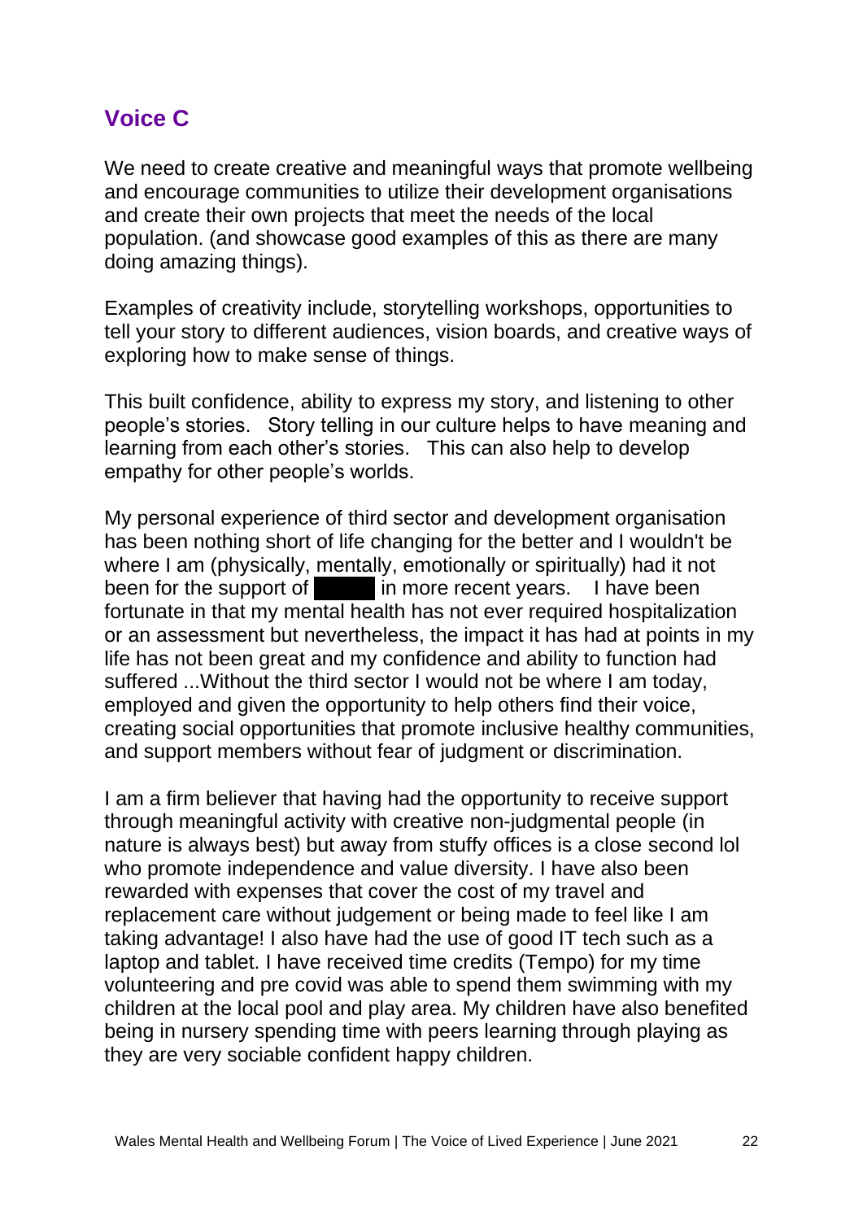## Voice C

We need to create creative and meaningful ways that promote wellbeing and encourage communities to utilize their development organisations and create their own projects that meet the needs of the local population. (and showcase good examples of this as there are many doing amazing things).

Examples of creativity include, storytelling workshops, opportunities to tell your story to different audiences, vision boards, and creative ways of exploring how to make sense of things.

This built confidence, ability to express my story, and listening to other people's stories. Story telling in our culture helps to have meaning and learning from each other's stories. This can also help to develop empathy for other people's worlds.

My personal experience of third sector and development organisation has been nothing short of life changing for the better and I wouldn't be where I am (physically, mentally, emotionally or spiritually) had it not been for the support of ██████ in more recent years. I have been fortunate in that my mental health has not ever required hospitalization or an assessment but nevertheless, the impact it has had at points in my life has not been great and my confidence and ability to function had suffered ...Without the third sector I would not be where I am today, employed and given the opportunity to help others find their voice, creating social opportunities that promote inclusive healthy communities, and support members without fear of judgment or discrimination.

I am a firm believer that having had the opportunity to receive support through meaningful activity with creative non-judgmental people (in nature is always best) but away from stuffy offices is a close second lol who promote independence and value diversity. I have also been rewarded with expenses that cover the cost of my travel and replacement care without judgement or being made to feel like I am taking advantage! I also have had the use of good IT tech such as a laptop and tablet. I have received time credits (Tempo) for my time volunteering and pre covid was able to spend them swimming with my children at the local pool and play area. My children have also benefited being in nursery spending time with peers learning through playing as they are very sociable confident happy children.